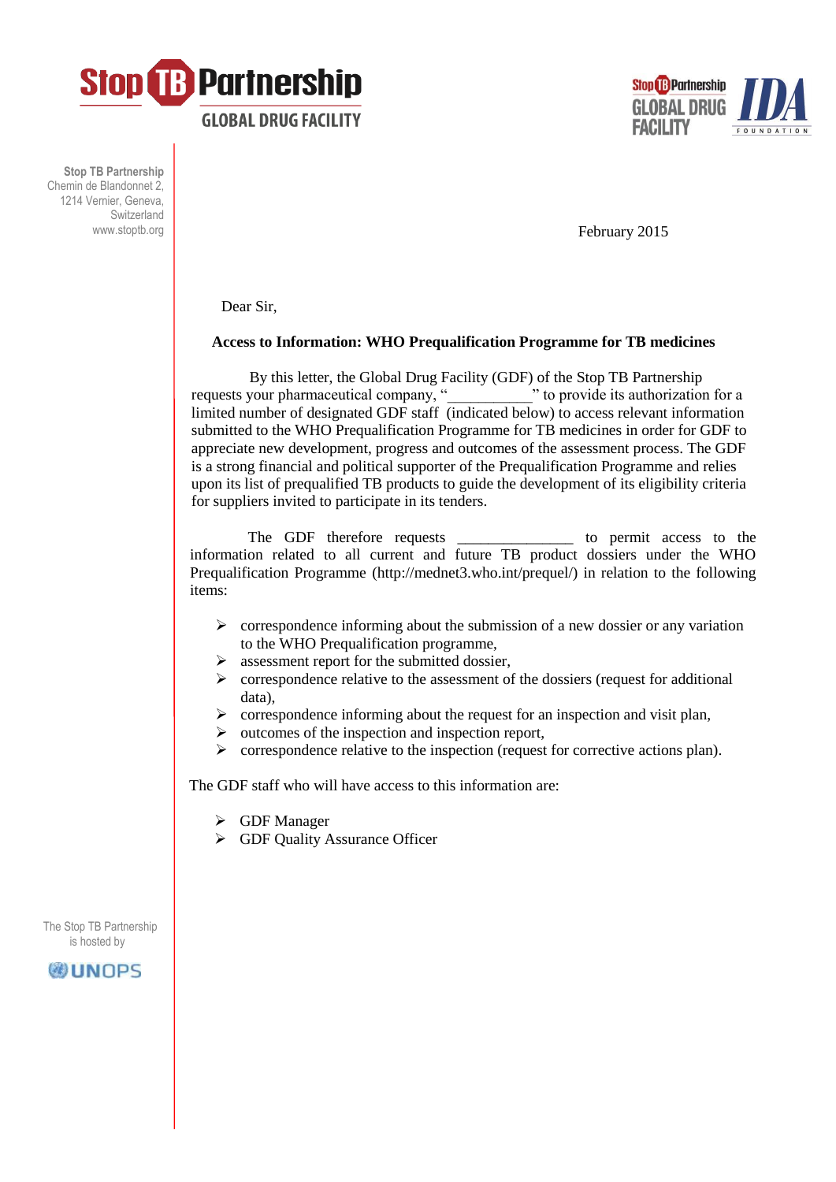**Stop TB Partnership**
**GLOBAL DRUG FACILITY**

Stop TB Partnership
Chemin de Blandonnet 2,
1214 Vernier, Geneva,
Switzerland
www.stoptb.org

February 2015

Dear Sir,

**Access to Information: WHO Prequalification Programme for TB medicines**

By this letter, the Global Drug Facility (GDF) of the Stop TB Partnership requests your pharmaceutical company, "___________" to provide its authorization for a limited number of designated GDF staff (indicated below) to access relevant information submitted to the WHO Prequalification Programme for TB medicines in order for GDF to appreciate new development, progress and outcomes of the assessment process. The GDF is a strong financial and political supporter of the Prequalification Programme and relies upon its list of prequalified TB products to guide the development of its eligibility criteria for suppliers invited to participate in its tenders.

The GDF therefore requests _______________ to permit access to the information related to all current and future TB product dossiers under the WHO Prequalification Programme (http://mednet3.who.int/prequel/) in relation to the following items:

- correspondence informing about the submission of a new dossier or any variation to the WHO Prequalification programme,
- assessment report for the submitted dossier,
- correspondence relative to the assessment of the dossiers (request for additional data),
- correspondence informing about the request for an inspection and visit plan,
- outcomes of the inspection and inspection report,
- correspondence relative to the inspection (request for corrective actions plan).

The GDF staff who will have access to this information are:

- GDF Manager
- GDF Quality Assurance Officer

The Stop TB Partnership is hosted by UNOPS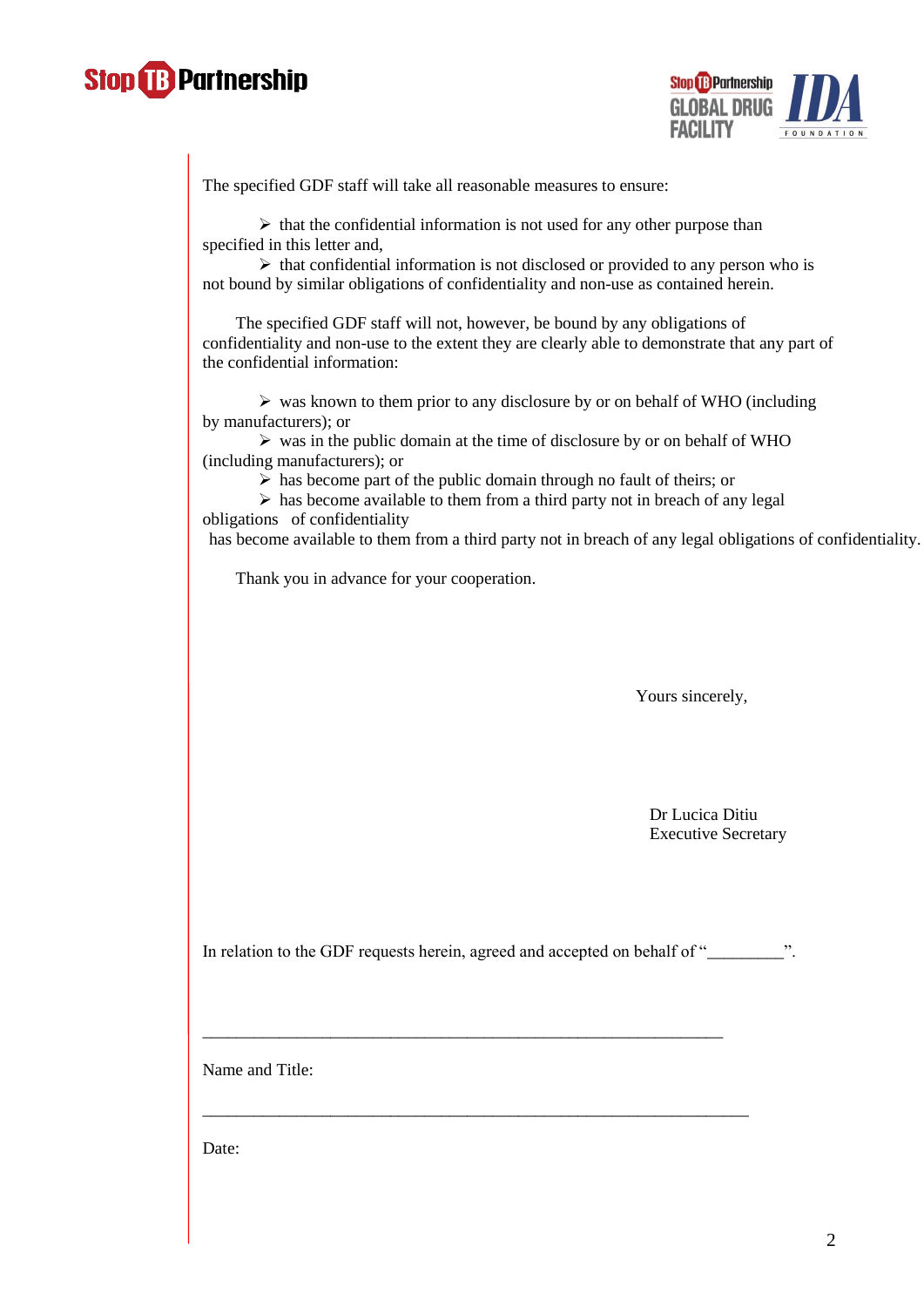The specified GDF staff will take all reasonable measures to ensure:

- that the confidential information is not used for any other purpose than specified in this letter and,
- that confidential information is not disclosed or provided to any person who is not bound by similar obligations of confidentiality and non-use as contained herein.

The specified GDF staff will not, however, be bound by any obligations of confidentiality and non-use to the extent they are clearly able to demonstrate that any part of the confidential information:

- was known to them prior to any disclosure by or on behalf of WHO (including by manufacturers); or
- was in the public domain at the time of disclosure by or on behalf of WHO (including manufacturers); or
- has become part of the public domain through no fault of theirs; or
- has become available to them from a third party not in breach of any legal obligations of confidentiality

has become available to them from a third party not in breach of any legal obligations of confidentiality.

Thank you in advance for your cooperation.

Yours sincerely,

Dr Lucica Ditiu
Executive Secretary

In relation to the GDF requests herein, agreed and accepted on behalf of "_________".

_______________________________________________________________

Name and Title:

__________________________________________________________________

Date: